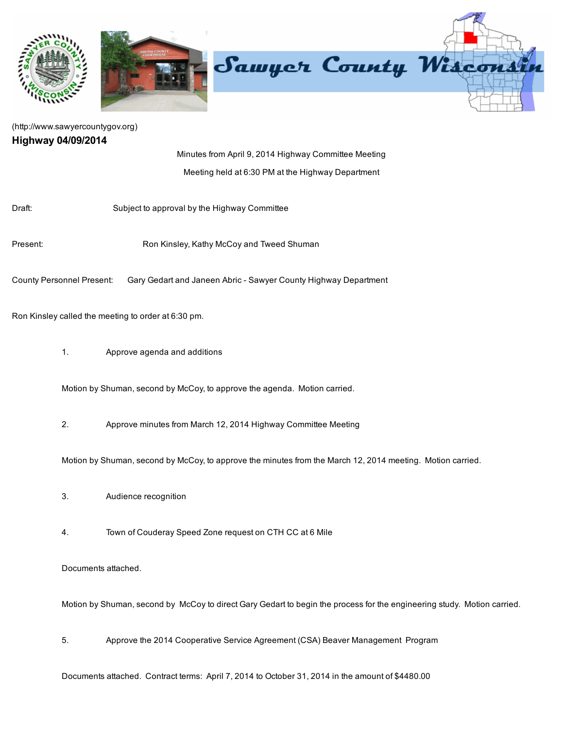(http://www.sawyercountygov.org)

## Highway 04/09/2014

Minutes from April 9, 2014 Highway Committee Meeting

Meeting held at 6:30 PM at the Highway Department

Draft: Subject to approval by the Highway Committee

Present: Ron Kinsley, Kathy McCoy and Tweed Shuman

County Personnel Present: Gary Gedart and Janeen Abric - Sawyer County Highway Department

Ron Kinsley called the meeting to order at 6:30 pm.

1. Approve agenda and additions

Motion by Shuman, second by McCoy, to approve the agenda. Motion carried.

2. Approve minutes from March 12, 2014 Highway Committee Meeting

Motion by Shuman, second by McCoy, to approve the minutes from the March 12, 2014 meeting. Motion carried.

3. Audience recognition

4. Town of Couderay Speed Zone request on CTH CC at 6 Mile

Documents attached.

Motion by Shuman, second by McCoy to direct Gary Gedart to begin the process for the engineering study. Motion carried.

5. Approve the 2014 Cooperative Service Agreement (CSA) Beaver Management Program

Documents attached. Contract terms: April 7, 2014 to October 31, 2014 in the amount of $4480.00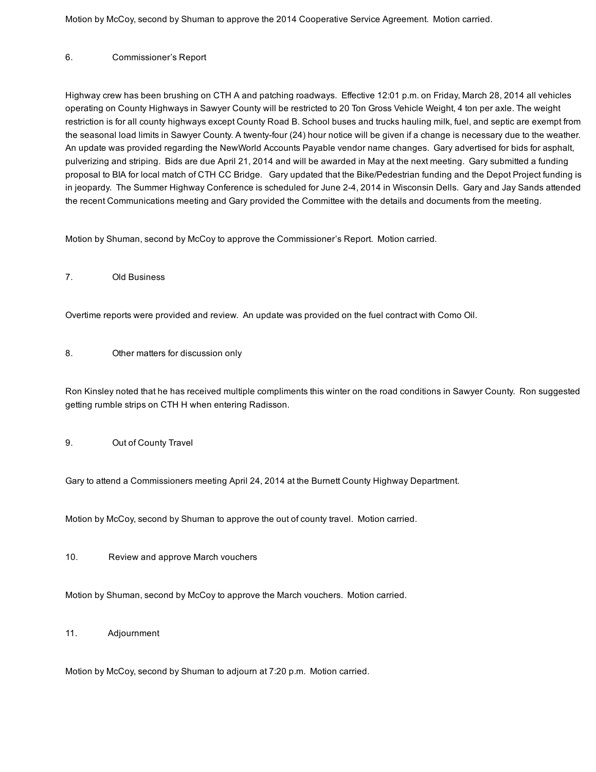Motion by McCoy, second by Shuman to approve the 2014 Cooperative Service Agreement. Motion carried.

6. Commissioner's Report

Highway crew has been brushing on CTH A and patching roadways. Effective 12:01 p.m. on Friday, March 28, 2014 all vehicles operating on County Highways in Sawyer County will be restricted to 20 Ton Gross Vehicle Weight, 4 ton per axle. The weight restriction is for all county highways except County Road B. School buses and trucks hauling milk, fuel, and septic are exempt from the seasonal load limits in Sawyer County. A twenty-four (24) hour notice will be given if a change is necessary due to the weather. An update was provided regarding the NewWorld Accounts Payable vendor name changes. Gary advertised for bids for asphalt, pulverizing and striping. Bids are due April 21, 2014 and will be awarded in May at the next meeting. Gary submitted a funding proposal to BIA for local match of CTH CC Bridge. Gary updated that the Bike/Pedestrian funding and the Depot Project funding is in jeopardy. The Summer Highway Conference is scheduled for June 2-4, 2014 in Wisconsin Dells. Gary and Jay Sands attended the recent Communications meeting and Gary provided the Committee with the details and documents from the meeting.

Motion by Shuman, second by McCoy to approve the Commissioner's Report. Motion carried.

7. Old Business

Overtime reports were provided and review. An update was provided on the fuel contract with Como Oil.

8. Other matters for discussion only

Ron Kinsley noted that he has received multiple compliments this winter on the road conditions in Sawyer County. Ron suggested getting rumble strips on CTH H when entering Radisson.

9. Out of County Travel

Gary to attend a Commissioners meeting April 24, 2014 at the Burnett County Highway Department.

Motion by McCoy, second by Shuman to approve the out of county travel. Motion carried.

10. Review and approve March vouchers

Motion by Shuman, second by McCoy to approve the March vouchers. Motion carried.

11. Adjournment

Motion by McCoy, second by Shuman to adjourn at 7:20 p.m. Motion carried.